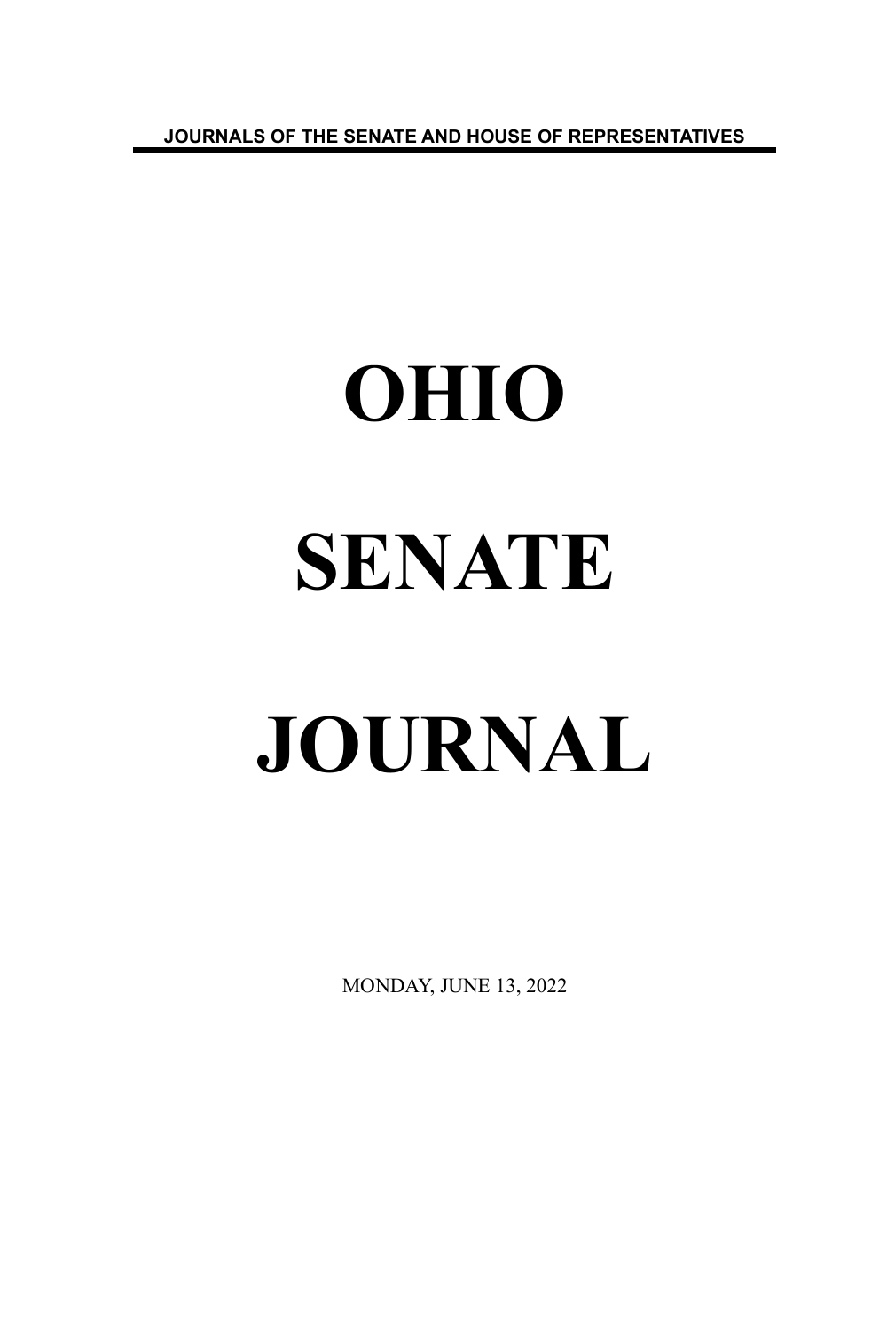JOURNALS OF THE SENATE AND HOUSE OF REPRESENTATIVES

# OHIO

# SENATE

# JOURNAL

MONDAY, JUNE 13, 2022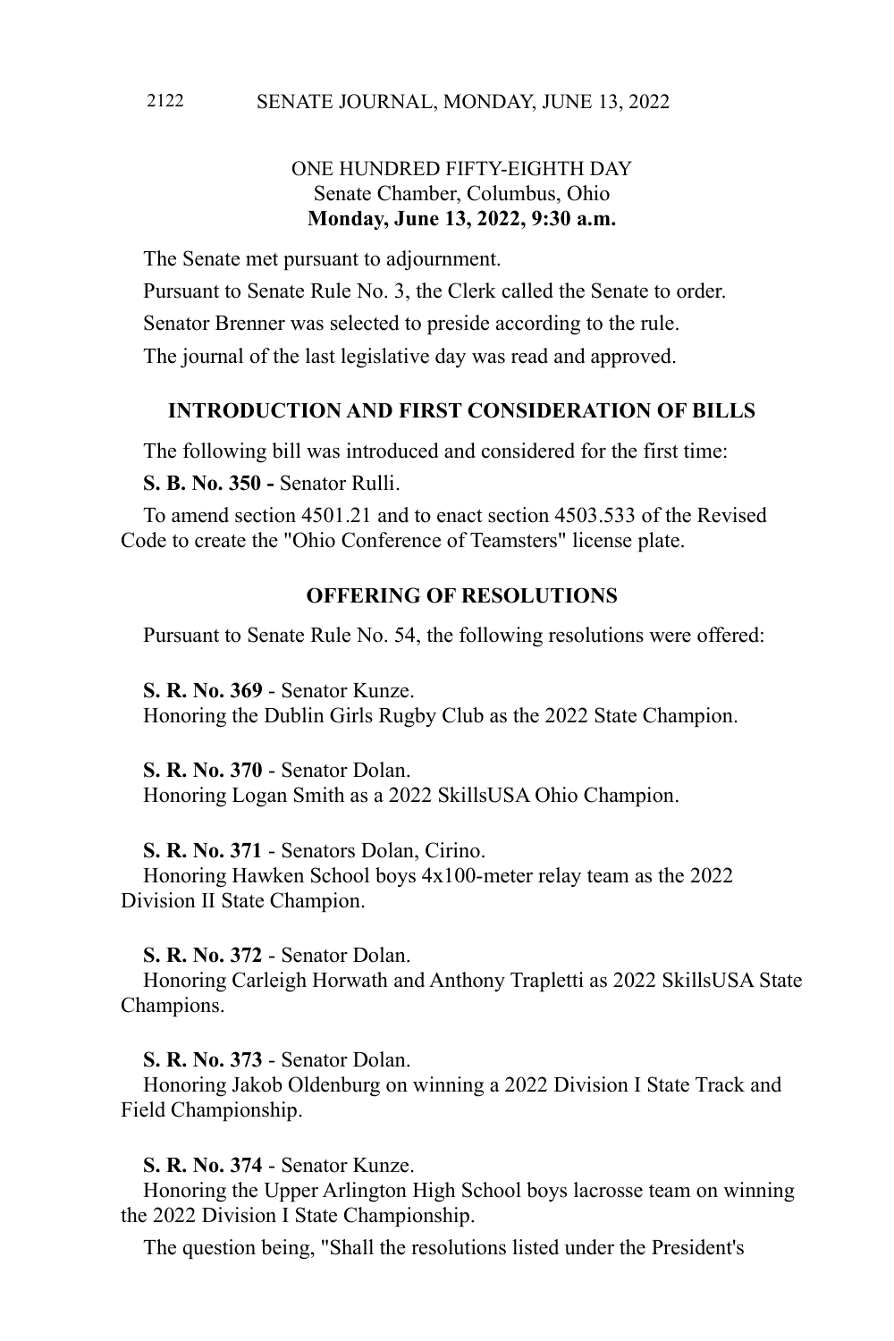ONE HUNDRED FIFTY-EIGHTH DAY
Senate Chamber, Columbus, Ohio
**Monday, June 13, 2022, 9:30 a.m.**

The Senate met pursuant to adjournment.

Pursuant to Senate Rule No. 3, the Clerk called the Senate to order.

Senator Brenner was selected to preside according to the rule.

The journal of the last legislative day was read and approved.

## INTRODUCTION AND FIRST CONSIDERATION OF BILLS

The following bill was introduced and considered for the first time:

**S. B. No. 350 -** Senator Rulli.

To amend section 4501.21 and to enact section 4503.533 of the Revised Code to create the "Ohio Conference of Teamsters" license plate.

## OFFERING OF RESOLUTIONS

Pursuant to Senate Rule No. 54, the following resolutions were offered:

**S. R. No. 369** - Senator Kunze.
Honoring the Dublin Girls Rugby Club as the 2022 State Champion.

**S. R. No. 370** - Senator Dolan.
Honoring Logan Smith as a 2022 SkillsUSA Ohio Champion.

**S. R. No. 371** - Senators Dolan, Cirino.
Honoring Hawken School boys 4x100-meter relay team as the 2022 Division II State Champion.

**S. R. No. 372** - Senator Dolan.
Honoring Carleigh Horwath and Anthony Trapletti as 2022 SkillsUSA State Champions.

**S. R. No. 373** - Senator Dolan.
Honoring Jakob Oldenburg on winning a 2022 Division I State Track and Field Championship.

**S. R. No. 374** - Senator Kunze.
Honoring the Upper Arlington High School boys lacrosse team on winning the 2022 Division I State Championship.

The question being, "Shall the resolutions listed under the President's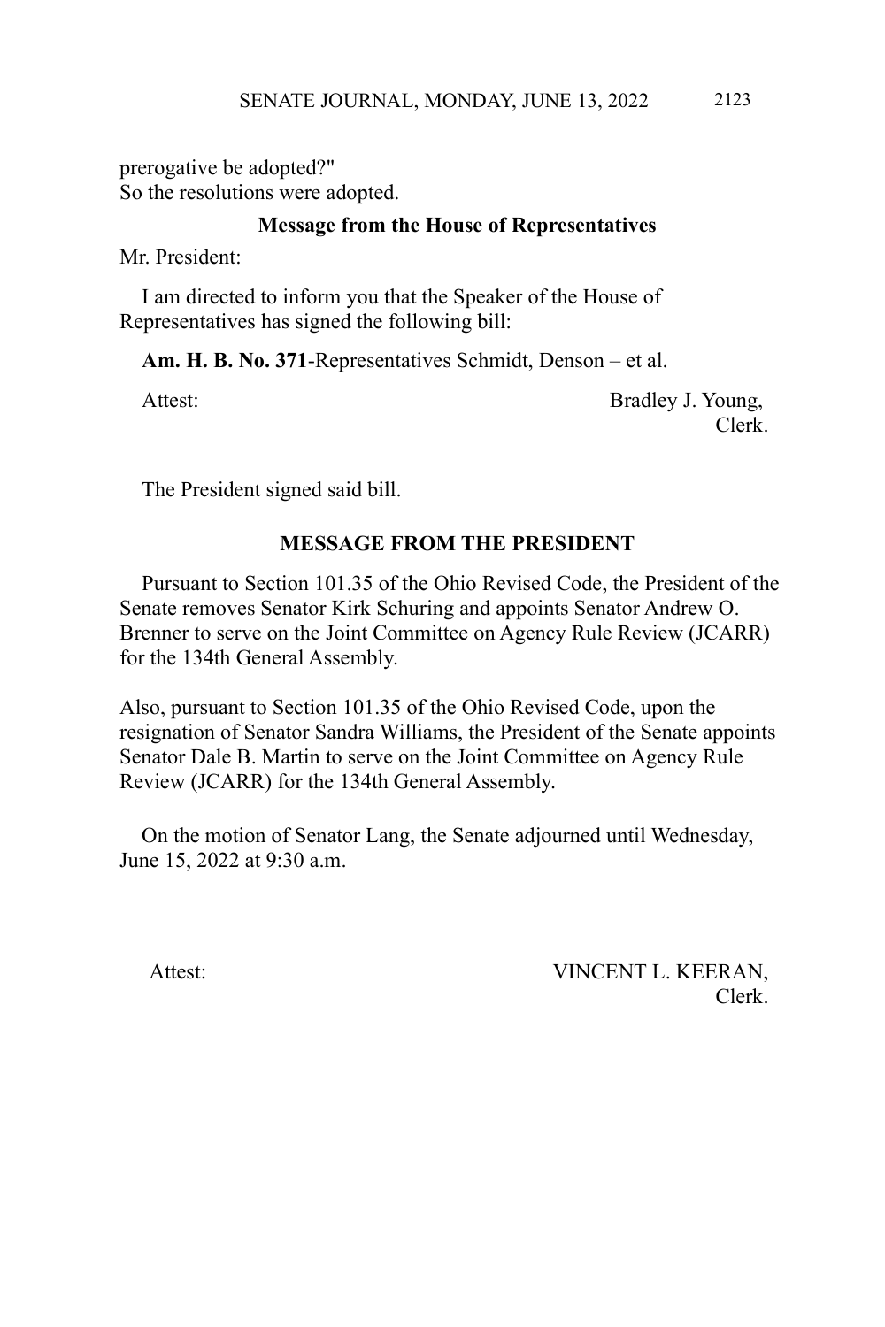prerogative be adopted?"
So the resolutions were adopted.

### Message from the House of Representatives

Mr. President:

I am directed to inform you that the Speaker of the House of Representatives has signed the following bill:

**Am. H. B. No. 371**-Representatives Schmidt, Denson – et al.

Attest: Bradley J. Young,
Clerk.

The President signed said bill.

### MESSAGE FROM THE PRESIDENT

Pursuant to Section 101.35 of the Ohio Revised Code, the President of the Senate removes Senator Kirk Schuring and appoints Senator Andrew O. Brenner to serve on the Joint Committee on Agency Rule Review (JCARR) for the 134th General Assembly.

Also, pursuant to Section 101.35 of the Ohio Revised Code, upon the resignation of Senator Sandra Williams, the President of the Senate appoints Senator Dale B. Martin to serve on the Joint Committee on Agency Rule Review (JCARR) for the 134th General Assembly.

On the motion of Senator Lang, the Senate adjourned until Wednesday, June 15, 2022 at 9:30 a.m.

Attest: VINCENT L. KEERAN,
Clerk.